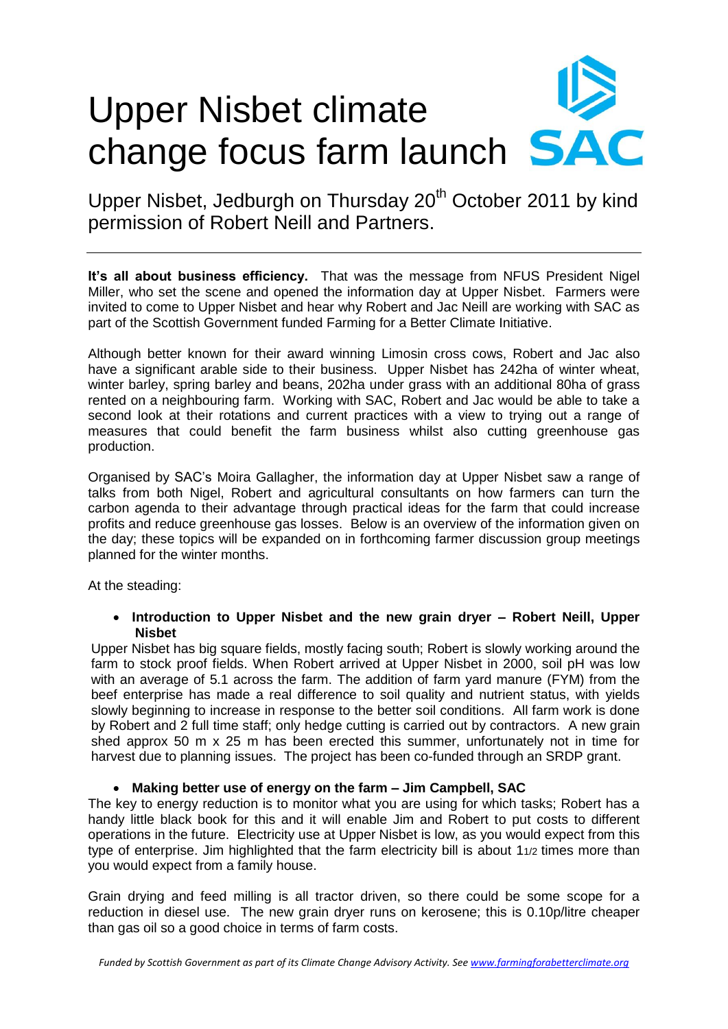# Upper Nisbet climate change focus farm launch

SAC

Upper Nisbet, Jedburgh on Thursday 20th October 2011 by kind permission of Robert Neill and Partners.

---

**It's all about business efficiency.** That was the message from NFUS President Nigel Miller, who set the scene and opened the information day at Upper Nisbet. Farmers were invited to come to Upper Nisbet and hear why Robert and Jac Neill are working with SAC as part of the Scottish Government funded Farming for a Better Climate Initiative.

Although better known for their award winning Limosin cross cows, Robert and Jac also have a significant arable side to their business. Upper Nisbet has 242ha of winter wheat, winter barley, spring barley and beans, 202ha under grass with an additional 80ha of grass rented on a neighbouring farm. Working with SAC, Robert and Jac would be able to take a second look at their rotations and current practices with a view to trying out a range of measures that could benefit the farm business whilst also cutting greenhouse gas production.

Organised by SAC's Moira Gallagher, the information day at Upper Nisbet saw a range of talks from both Nigel, Robert and agricultural consultants on how farmers can turn the carbon agenda to their advantage through practical ideas for the farm that could increase profits and reduce greenhouse gas losses. Below is an overview of the information given on the day; these topics will be expanded on in forthcoming farmer discussion group meetings planned for the winter months.

At the steading:

- **Introduction to Upper Nisbet and the new grain dryer – Robert Neill, Upper Nisbet**

Upper Nisbet has big square fields, mostly facing south; Robert is slowly working around the farm to stock proof fields. When Robert arrived at Upper Nisbet in 2000, soil pH was low with an average of 5.1 across the farm. The addition of farm yard manure (FYM) from the beef enterprise has made a real difference to soil quality and nutrient status, with yields slowly beginning to increase in response to the better soil conditions. All farm work is done by Robert and 2 full time staff; only hedge cutting is carried out by contractors. A new grain shed approx 50 m x 25 m has been erected this summer, unfortunately not in time for harvest due to planning issues. The project has been co-funded through an SRDP grant.

- **Making better use of energy on the farm – Jim Campbell, SAC**

The key to energy reduction is to monitor what you are using for which tasks; Robert has a handy little black book for this and it will enable Jim and Robert to put costs to different operations in the future. Electricity use at Upper Nisbet is low, as you would expect from this type of enterprise. Jim highlighted that the farm electricity bill is about 1 1/2 times more than you would expect from a family house.

Grain drying and feed milling is all tractor driven, so there could be some scope for a reduction in diesel use. The new grain dryer runs on kerosene; this is 0.10p/litre cheaper than gas oil so a good choice in terms of farm costs.

*Funded by Scottish Government as part of its Climate Change Advisory Activity. See www.farmingforabetterclimate.org*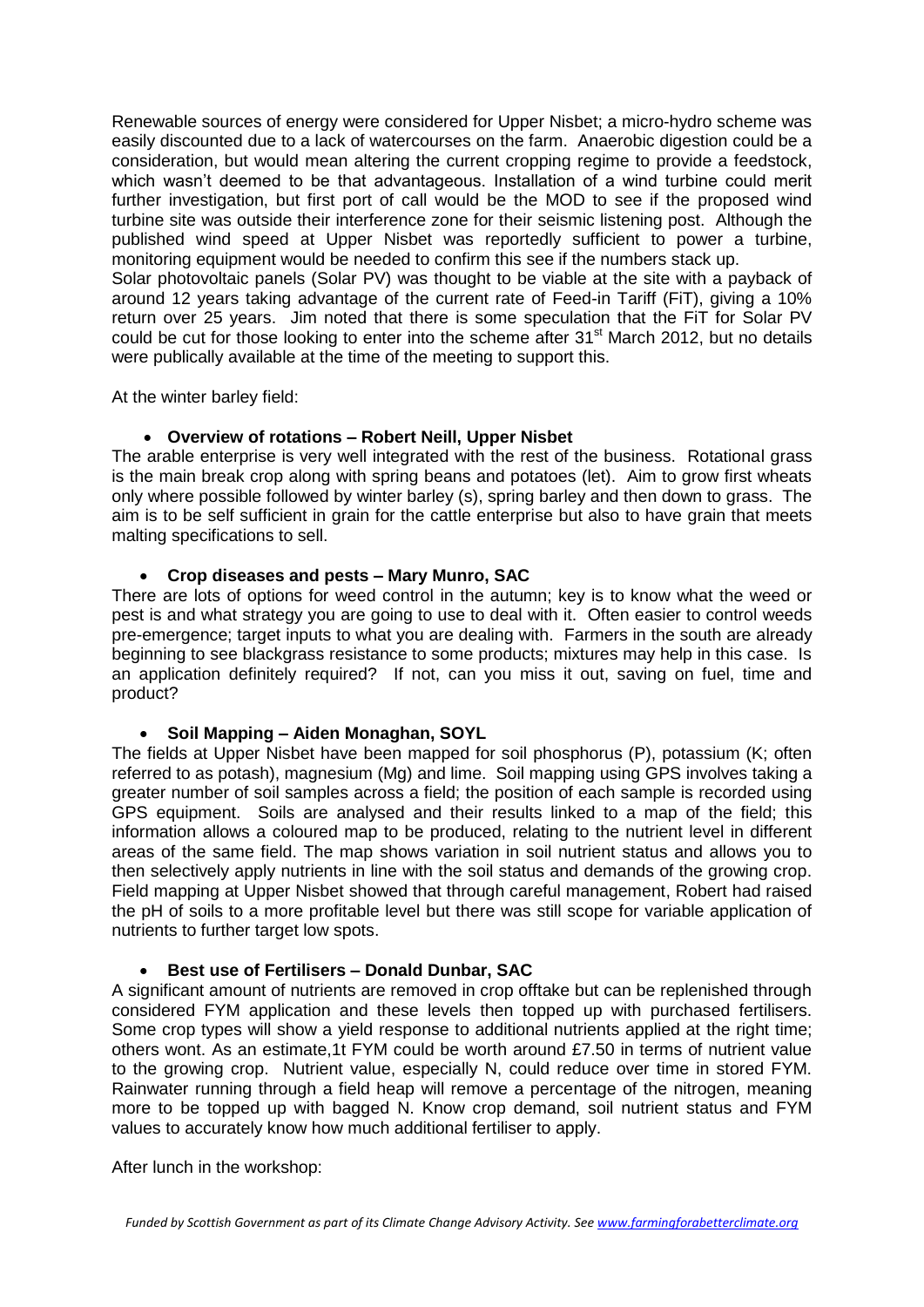Renewable sources of energy were considered for Upper Nisbet; a micro-hydro scheme was easily discounted due to a lack of watercourses on the farm. Anaerobic digestion could be a consideration, but would mean altering the current cropping regime to provide a feedstock, which wasn't deemed to be that advantageous. Installation of a wind turbine could merit further investigation, but first port of call would be the MOD to see if the proposed wind turbine site was outside their interference zone for their seismic listening post. Although the published wind speed at Upper Nisbet was reportedly sufficient to power a turbine, monitoring equipment would be needed to confirm this see if the numbers stack up.

Solar photovoltaic panels (Solar PV) was thought to be viable at the site with a payback of around 12 years taking advantage of the current rate of Feed-in Tariff (FiT), giving a 10% return over 25 years. Jim noted that there is some speculation that the FiT for Solar PV could be cut for those looking to enter into the scheme after 31st March 2012, but no details were publically available at the time of the meeting to support this.

At the winter barley field:

- **Overview of rotations – Robert Neill, Upper Nisbet**

The arable enterprise is very well integrated with the rest of the business. Rotational grass is the main break crop along with spring beans and potatoes (let). Aim to grow first wheats only where possible followed by winter barley (s), spring barley and then down to grass. The aim is to be self sufficient in grain for the cattle enterprise but also to have grain that meets malting specifications to sell.

- **Crop diseases and pests – Mary Munro, SAC**

There are lots of options for weed control in the autumn; key is to know what the weed or pest is and what strategy you are going to use to deal with it. Often easier to control weeds pre-emergence; target inputs to what you are dealing with. Farmers in the south are already beginning to see blackgrass resistance to some products; mixtures may help in this case. Is an application definitely required? If not, can you miss it out, saving on fuel, time and product?

- **Soil Mapping – Aiden Monaghan, SOYL**

The fields at Upper Nisbet have been mapped for soil phosphorus (P), potassium (K; often referred to as potash), magnesium (Mg) and lime. Soil mapping using GPS involves taking a greater number of soil samples across a field; the position of each sample is recorded using GPS equipment. Soils are analysed and their results linked to a map of the field; this information allows a coloured map to be produced, relating to the nutrient level in different areas of the same field. The map shows variation in soil nutrient status and allows you to then selectively apply nutrients in line with the soil status and demands of the growing crop. Field mapping at Upper Nisbet showed that through careful management, Robert had raised the pH of soils to a more profitable level but there was still scope for variable application of nutrients to further target low spots.

- **Best use of Fertilisers – Donald Dunbar, SAC**

A significant amount of nutrients are removed in crop offtake but can be replenished through considered FYM application and these levels then topped up with purchased fertilisers. Some crop types will show a yield response to additional nutrients applied at the right time; others wont. As an estimate,1t FYM could be worth around £7.50 in terms of nutrient value to the growing crop. Nutrient value, especially N, could reduce over time in stored FYM. Rainwater running through a field heap will remove a percentage of the nitrogen, meaning more to be topped up with bagged N. Know crop demand, soil nutrient status and FYM values to accurately know how much additional fertiliser to apply.

After lunch in the workshop: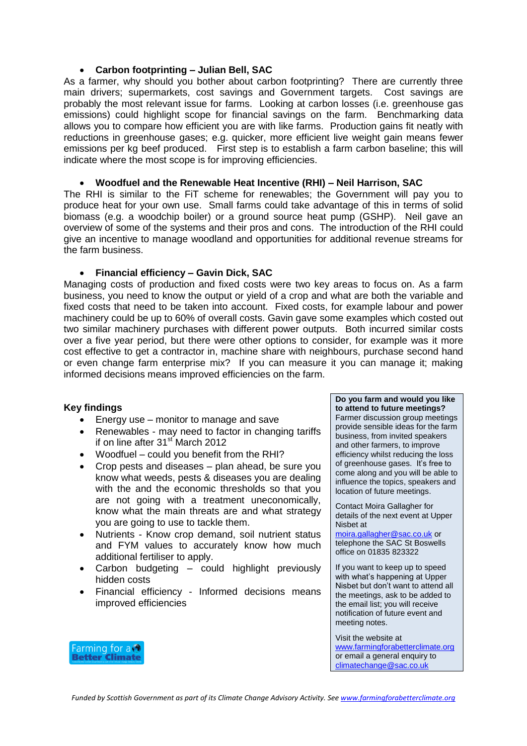- **Carbon footprinting – Julian Bell, SAC**

As a farmer, why should you bother about carbon footprinting? There are currently three main drivers; supermarkets, cost savings and Government targets. Cost savings are probably the most relevant issue for farms. Looking at carbon losses (i.e. greenhouse gas emissions) could highlight scope for financial savings on the farm. Benchmarking data allows you to compare how efficient you are with like farms. Production gains fit neatly with reductions in greenhouse gases; e.g. quicker, more efficient live weight gain means fewer emissions per kg beef produced. First step is to establish a farm carbon baseline; this will indicate where the most scope is for improving efficiencies.

- **Woodfuel and the Renewable Heat Incentive (RHI) – Neil Harrison, SAC**

The RHI is similar to the FiT scheme for renewables; the Government will pay you to produce heat for your own use. Small farms could take advantage of this in terms of solid biomass (e.g. a woodchip boiler) or a ground source heat pump (GSHP). Neil gave an overview of some of the systems and their pros and cons. The introduction of the RHI could give an incentive to manage woodland and opportunities for additional revenue streams for the farm business.

- **Financial efficiency – Gavin Dick, SAC**

Managing costs of production and fixed costs were two key areas to focus on. As a farm business, you need to know the output or yield of a crop and what are both the variable and fixed costs that need to be taken into account. Fixed costs, for example labour and power machinery could be up to 60% of overall costs. Gavin gave some examples which costed out two similar machinery purchases with different power outputs. Both incurred similar costs over a five year period, but there were other options to consider, for example was it more cost effective to get a contractor in, machine share with neighbours, purchase second hand or even change farm enterprise mix? If you can measure it you can manage it; making informed decisions means improved efficiencies on the farm.

## Key findings

- Energy use – monitor to manage and save
- Renewables - may need to factor in changing tariffs if on line after 31st March 2012
- Woodfuel – could you benefit from the RHI?
- Crop pests and diseases – plan ahead, be sure you know what weeds, pests & diseases you are dealing with the and the economic thresholds so that you are not going with a treatment uneconomically, know what the main threats are and what strategy you are going to use to tackle them.
- Nutrients - Know crop demand, soil nutrient status and FYM values to accurately know how much additional fertiliser to apply.
- Carbon budgeting – could highlight previously hidden costs
- Financial efficiency - Informed decisions means improved efficiencies

**Do you farm and would you like to attend to future meetings?**
Farmer discussion group meetings provide sensible ideas for the farm business, from invited speakers and other farmers, to improve efficiency whilst reducing the loss of greenhouse gases. It's free to come along and you will be able to influence the topics, speakers and location of future meetings.

Contact Moira Gallagher for details of the next event at Upper Nisbet at moira.gallagher@sac.co.uk or telephone the SAC St Boswells office on 01835 823322

If you want to keep up to speed with what's happening at Upper Nisbet but don't want to attend all the meetings, ask to be added to the email list; you will receive notification of future event and meeting notes.

Visit the website at www.farmingforabetterclimate.org or email a general enquiry to climatechange@sac.co.uk

Farming for a Better Climate

*Funded by Scottish Government as part of its Climate Change Advisory Activity. See www.farmingforabetterclimate.org*